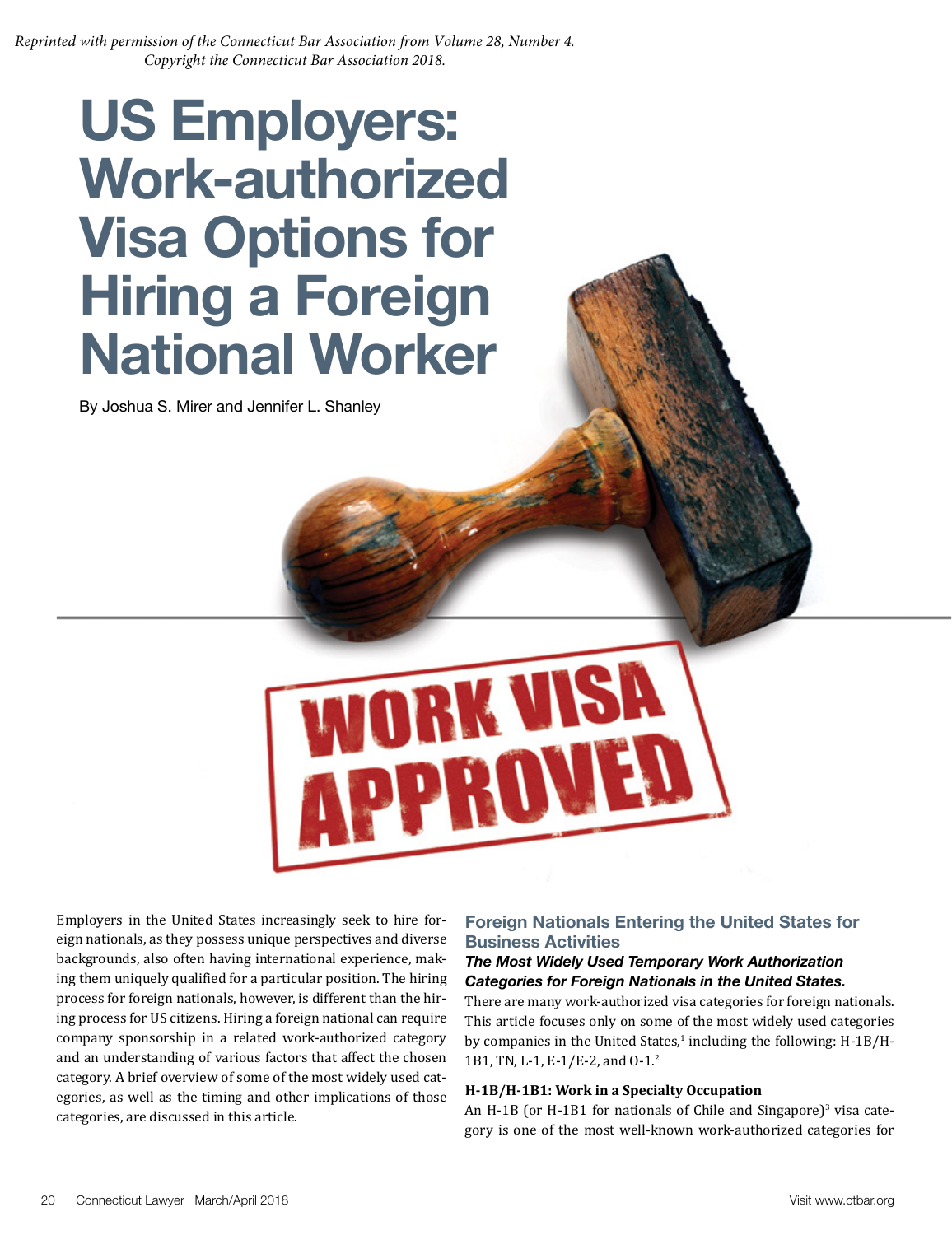*Reprinted with permission of the Connecticut Bar Association from Volume 28, Number 4. Copyright the Connecticut Bar Association 2018.*

# US Employers: Work-authorized Visa Options for Hiring a Foreign National Worker

By Joshua S. Mirer and Jennifer L. Shanley

Employers in the United States increasingly seek to hire foreign nationals, as they possess unique perspectives and diverse backgrounds, also often having international experience, making them uniquely qualified for a particular position. The hiring process for foreign nationals, however, is different than the hiring process for US citizens. Hiring a foreign national can require company sponsorship in a related work-authorized category and an understanding of various factors that affect the chosen category. A brief overview of some of the most widely used categories, as well as the timing and other implications of those categories, are discussed in this article.

## Foreign Nationals Entering the United States for Business Activities

### *The Most Widely Used Temporary Work Authorization Categories for Foreign Nationals in the United States.*

There are many work-authorized visa categories for foreign nationals. This article focuses only on some of the most widely used categories by companies in the United States,[1] including the following: H-1B/H-1B1, TN, L-1, E-1/E-2, and O-1.[2]

**H-1B/H-1B1: Work in a Specialty Occupation**

An H-1B (or H-1B1 for nationals of Chile and Singapore)[3] visa category is one of the most well-known work-authorized categories for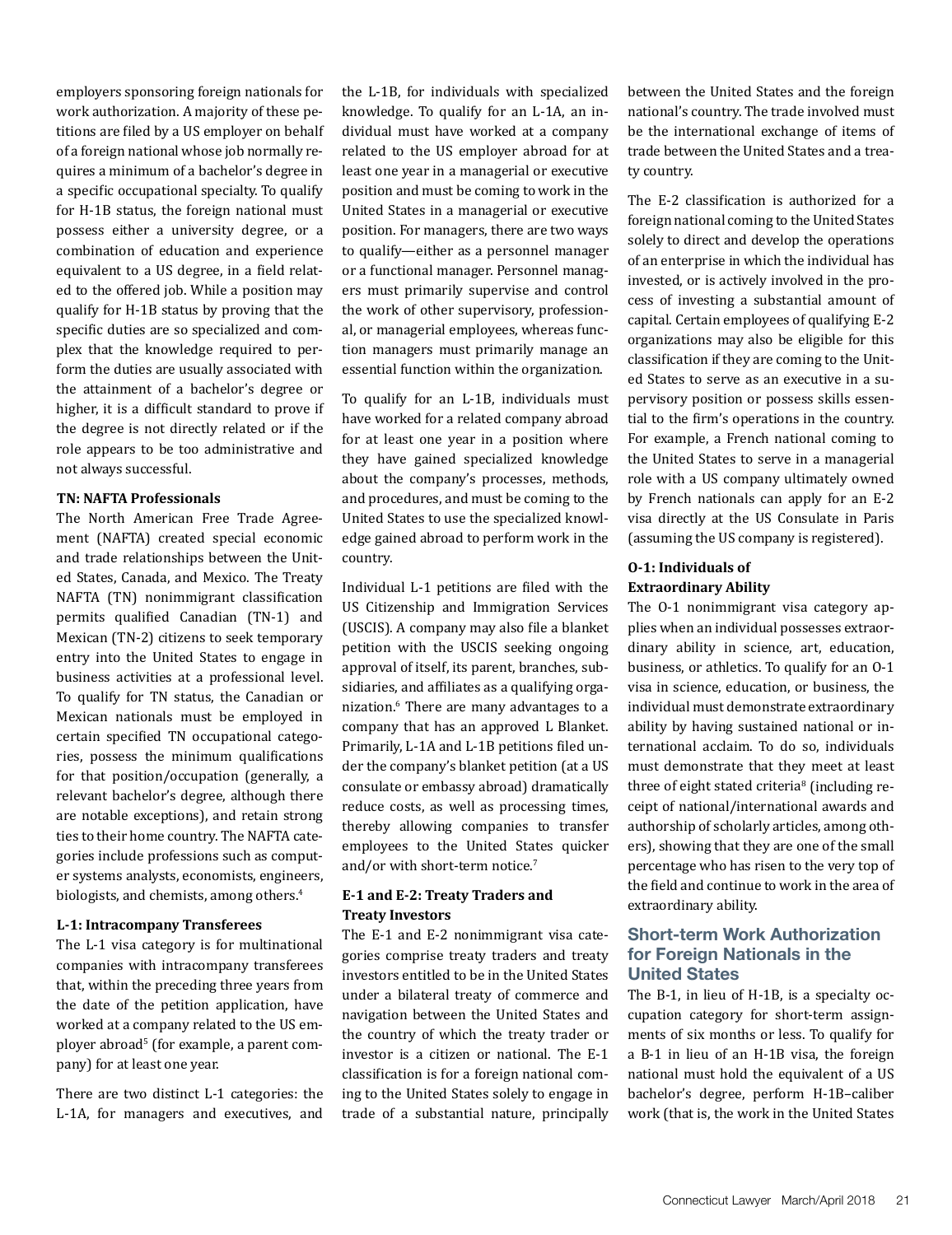employers sponsoring foreign nationals for work authorization. A majority of these petitions are filed by a US employer on behalf of a foreign national whose job normally requires a minimum of a bachelor's degree in a specific occupational specialty. To qualify for H-1B status, the foreign national must possess either a university degree, or a combination of education and experience equivalent to a US degree, in a field related to the offered job. While a position may qualify for H-1B status by proving that the specific duties are so specialized and complex that the knowledge required to perform the duties are usually associated with the attainment of a bachelor's degree or higher, it is a difficult standard to prove if the degree is not directly related or if the role appears to be too administrative and not always successful.

**TN: NAFTA Professionals**

The North American Free Trade Agreement (NAFTA) created special economic and trade relationships between the United States, Canada, and Mexico. The Treaty NAFTA (TN) nonimmigrant classification permits qualified Canadian (TN-1) and Mexican (TN-2) citizens to seek temporary entry into the United States to engage in business activities at a professional level. To qualify for TN status, the Canadian or Mexican nationals must be employed in certain specified TN occupational categories, possess the minimum qualifications for that position/occupation (generally, a relevant bachelor's degree, although there are notable exceptions), and retain strong ties to their home country. The NAFTA categories include professions such as computer systems analysts, economists, engineers, biologists, and chemists, among others.[4]

**L-1: Intracompany Transferees**

The L-1 visa category is for multinational companies with intracompany transferees that, within the preceding three years from the date of the petition application, have worked at a company related to the US employer abroad[5] (for example, a parent company) for at least one year.

There are two distinct L-1 categories: the L-1A, for managers and executives, and the L-1B, for individuals with specialized knowledge. To qualify for an L-1A, an individual must have worked at a company related to the US employer abroad for at least one year in a managerial or executive position and must be coming to work in the United States in a managerial or executive position. For managers, there are two ways to qualify—either as a personnel manager or a functional manager. Personnel managers must primarily supervise and control the work of other supervisory, professional, or managerial employees, whereas function managers must primarily manage an essential function within the organization.

To qualify for an L-1B, individuals must have worked for a related company abroad for at least one year in a position where they have gained specialized knowledge about the company's processes, methods, and procedures, and must be coming to the United States to use the specialized knowledge gained abroad to perform work in the country.

Individual L-1 petitions are filed with the US Citizenship and Immigration Services (USCIS). A company may also file a blanket petition with the USCIS seeking ongoing approval of itself, its parent, branches, subsidiaries, and affiliates as a qualifying organization.[6] There are many advantages to a company that has an approved L Blanket. Primarily, L-1A and L-1B petitions filed under the company's blanket petition (at a US consulate or embassy abroad) dramatically reduce costs, as well as processing times, thereby allowing companies to transfer employees to the United States quicker and/or with short-term notice.[7]

**E-1 and E-2: Treaty Traders and Treaty Investors**

The E-1 and E-2 nonimmigrant visa categories comprise treaty traders and treaty investors entitled to be in the United States under a bilateral treaty of commerce and navigation between the United States and the country of which the treaty trader or investor is a citizen or national. The E-1 classification is for a foreign national coming to the United States solely to engage in trade of a substantial nature, principally between the United States and the foreign national's country. The trade involved must be the international exchange of items of trade between the United States and a treaty country.

The E-2 classification is authorized for a foreign national coming to the United States solely to direct and develop the operations of an enterprise in which the individual has invested, or is actively involved in the process of investing a substantial amount of capital. Certain employees of qualifying E-2 organizations may also be eligible for this classification if they are coming to the United States to serve as an executive in a supervisory position or possess skills essential to the firm's operations in the country. For example, a French national coming to the United States to serve in a managerial role with a US company ultimately owned by French nationals can apply for an E-2 visa directly at the US Consulate in Paris (assuming the US company is registered).

**O-1: Individuals of Extraordinary Ability**

The O-1 nonimmigrant visa category applies when an individual possesses extraordinary ability in science, art, education, business, or athletics. To qualify for an O-1 visa in science, education, or business, the individual must demonstrate extraordinary ability by having sustained national or international acclaim. To do so, individuals must demonstrate that they meet at least three of eight stated criteria[8] (including receipt of national/international awards and authorship of scholarly articles, among others), showing that they are one of the small percentage who has risen to the very top of the field and continue to work in the area of extraordinary ability.

## Short-term Work Authorization for Foreign Nationals in the United States

The B-1, in lieu of H-1B, is a specialty occupation category for short-term assignments of six months or less. To qualify for a B-1 in lieu of an H-1B visa, the foreign national must hold the equivalent of a US bachelor's degree, perform H-1B–caliber work (that is, the work in the United States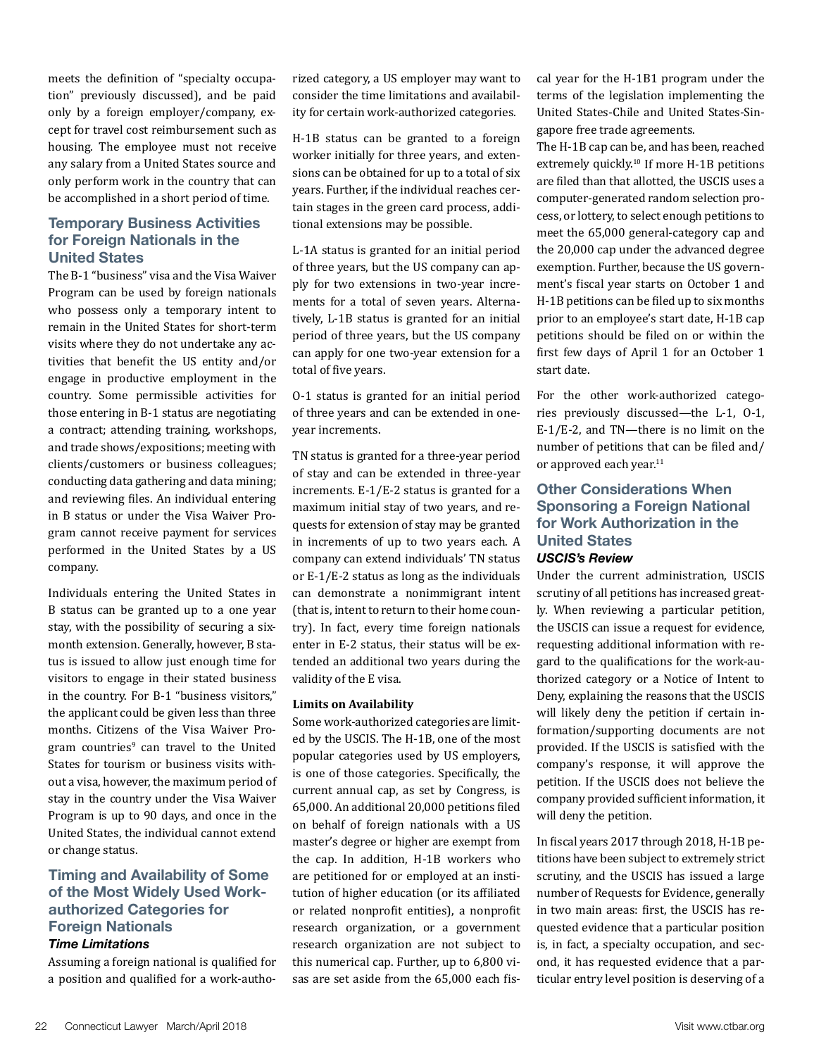meets the definition of "specialty occupation" previously discussed), and be paid only by a foreign employer/company, except for travel cost reimbursement such as housing. The employee must not receive any salary from a United States source and only perform work in the country that can be accomplished in a short period of time.

## Temporary Business Activities for Foreign Nationals in the United States

The B-1 "business" visa and the Visa Waiver Program can be used by foreign nationals who possess only a temporary intent to remain in the United States for short-term visits where they do not undertake any activities that benefit the US entity and/or engage in productive employment in the country. Some permissible activities for those entering in B-1 status are negotiating a contract; attending training, workshops, and trade shows/expositions; meeting with clients/customers or business colleagues; conducting data gathering and data mining; and reviewing files. An individual entering in B status or under the Visa Waiver Program cannot receive payment for services performed in the United States by a US company.

Individuals entering the United States in B status can be granted up to a one year stay, with the possibility of securing a six-month extension. Generally, however, B status is issued to allow just enough time for visitors to engage in their stated business in the country. For B-1 "business visitors," the applicant could be given less than three months. Citizens of the Visa Waiver Program countries[9] can travel to the United States for tourism or business visits without a visa, however, the maximum period of stay in the country under the Visa Waiver Program is up to 90 days, and once in the United States, the individual cannot extend or change status.

## Timing and Availability of Some of the Most Widely Used Work-authorized Categories for Foreign Nationals

### *Time Limitations*

Assuming a foreign national is qualified for a position and qualified for a work-authorized category, a US employer may want to consider the time limitations and availability for certain work-authorized categories.

H-1B status can be granted to a foreign worker initially for three years, and extensions can be obtained for up to a total of six years. Further, if the individual reaches certain stages in the green card process, additional extensions may be possible.

L-1A status is granted for an initial period of three years, but the US company can apply for two extensions in two-year increments for a total of seven years. Alternatively, L-1B status is granted for an initial period of three years, but the US company can apply for one two-year extension for a total of five years.

O-1 status is granted for an initial period of three years and can be extended in one-year increments.

TN status is granted for a three-year period of stay and can be extended in three-year increments. E-1/E-2 status is granted for a maximum initial stay of two years, and requests for extension of stay may be granted in increments of up to two years each. A company can extend individuals' TN status or E-1/E-2 status as long as the individuals can demonstrate a nonimmigrant intent (that is, intent to return to their home country). In fact, every time foreign nationals enter in E-2 status, their status will be extended an additional two years during the validity of the E visa.

**Limits on Availability**

Some work-authorized categories are limited by the USCIS. The H-1B, one of the most popular categories used by US employers, is one of those categories. Specifically, the current annual cap, as set by Congress, is 65,000. An additional 20,000 petitions filed on behalf of foreign nationals with a US master's degree or higher are exempt from the cap. In addition, H-1B workers who are petitioned for or employed at an institution of higher education (or its affiliated or related nonprofit entities), a nonprofit research organization, or a government research organization are not subject to this numerical cap. Further, up to 6,800 visas are set aside from the 65,000 each fiscal year for the H-1B1 program under the terms of the legislation implementing the United States-Chile and United States-Singapore free trade agreements.

The H-1B cap can be, and has been, reached extremely quickly.[10] If more H-1B petitions are filed than that allotted, the USCIS uses a computer-generated random selection process, or lottery, to select enough petitions to meet the 65,000 general-category cap and the 20,000 cap under the advanced degree exemption. Further, because the US government's fiscal year starts on October 1 and H-1B petitions can be filed up to six months prior to an employee's start date, H-1B cap petitions should be filed on or within the first few days of April 1 for an October 1 start date.

For the other work-authorized categories previously discussed—the L-1, O-1, E-1/E-2, and TN—there is no limit on the number of petitions that can be filed and/or approved each year.[11]

## Other Considerations When Sponsoring a Foreign National for Work Authorization in the United States

### *USCIS's Review*

Under the current administration, USCIS scrutiny of all petitions has increased greatly. When reviewing a particular petition, the USCIS can issue a request for evidence, requesting additional information with regard to the qualifications for the work-authorized category or a Notice of Intent to Deny, explaining the reasons that the USCIS will likely deny the petition if certain information/supporting documents are not provided. If the USCIS is satisfied with the company's response, it will approve the petition. If the USCIS does not believe the company provided sufficient information, it will deny the petition.

In fiscal years 2017 through 2018, H-1B petitions have been subject to extremely strict scrutiny, and the USCIS has issued a large number of Requests for Evidence, generally in two main areas: first, the USCIS has requested evidence that a particular position is, in fact, a specialty occupation, and second, it has requested evidence that a particular entry level position is deserving of a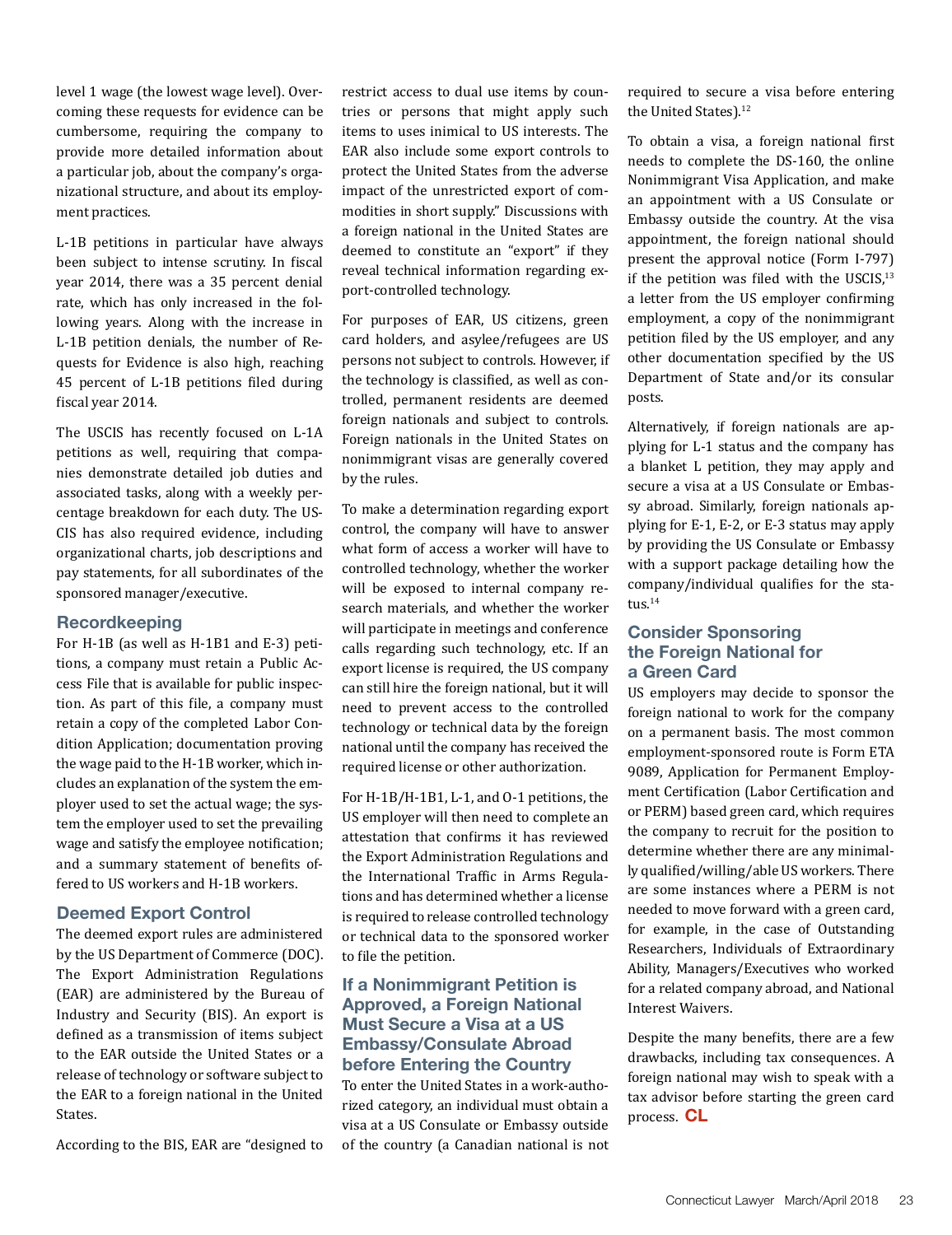level 1 wage (the lowest wage level). Overcoming these requests for evidence can be cumbersome, requiring the company to provide more detailed information about a particular job, about the company's organizational structure, and about its employment practices.

L-1B petitions in particular have always been subject to intense scrutiny. In fiscal year 2014, there was a 35 percent denial rate, which has only increased in the following years. Along with the increase in L-1B petition denials, the number of Requests for Evidence is also high, reaching 45 percent of L-1B petitions filed during fiscal year 2014.

The USCIS has recently focused on L-1A petitions as well, requiring that companies demonstrate detailed job duties and associated tasks, along with a weekly percentage breakdown for each duty. The USCIS has also required evidence, including organizational charts, job descriptions and pay statements, for all subordinates of the sponsored manager/executive.

### Recordkeeping

For H-1B (as well as H-1B1 and E-3) petitions, a company must retain a Public Access File that is available for public inspection. As part of this file, a company must retain a copy of the completed Labor Condition Application; documentation proving the wage paid to the H-1B worker, which includes an explanation of the system the employer used to set the actual wage; the system the employer used to set the prevailing wage and satisfy the employee notification; and a summary statement of benefits offered to US workers and H-1B workers.

### Deemed Export Control

The deemed export rules are administered by the US Department of Commerce (DOC). The Export Administration Regulations (EAR) are administered by the Bureau of Industry and Security (BIS). An export is defined as a transmission of items subject to the EAR outside the United States or a release of technology or software subject to the EAR to a foreign national in the United States.

According to the BIS, EAR are "designed to restrict access to dual use items by countries or persons that might apply such items to uses inimical to US interests. The EAR also include some export controls to protect the United States from the adverse impact of the unrestricted export of commodities in short supply." Discussions with a foreign national in the United States are deemed to constitute an "export" if they reveal technical information regarding export-controlled technology.

For purposes of EAR, US citizens, green card holders, and asylee/refugees are US persons not subject to controls. However, if the technology is classified, as well as controlled, permanent residents are deemed foreign nationals and subject to controls. Foreign nationals in the United States on nonimmigrant visas are generally covered by the rules.

To make a determination regarding export control, the company will have to answer what form of access a worker will have to controlled technology, whether the worker will be exposed to internal company research materials, and whether the worker will participate in meetings and conference calls regarding such technology, etc. If an export license is required, the US company can still hire the foreign national, but it will need to prevent access to the controlled technology or technical data by the foreign national until the company has received the required license or other authorization.

For H-1B/H-1B1, L-1, and O-1 petitions, the US employer will then need to complete an attestation that confirms it has reviewed the Export Administration Regulations and the International Traffic in Arms Regulations and has determined whether a license is required to release controlled technology or technical data to the sponsored worker to file the petition.

### If a Nonimmigrant Petition is Approved, a Foreign National Must Secure a Visa at a US Embassy/Consulate Abroad before Entering the Country

To enter the United States in a work-authorized category, an individual must obtain a visa at a US Consulate or Embassy outside of the country (a Canadian national is not required to secure a visa before entering the United States).[12]

To obtain a visa, a foreign national first needs to complete the DS-160, the online Nonimmigrant Visa Application, and make an appointment with a US Consulate or Embassy outside the country. At the visa appointment, the foreign national should present the approval notice (Form I-797) if the petition was filed with the USCIS,[13] a letter from the US employer confirming employment, a copy of the nonimmigrant petition filed by the US employer, and any other documentation specified by the US Department of State and/or its consular posts.

Alternatively, if foreign nationals are applying for L-1 status and the company has a blanket L petition, they may apply and secure a visa at a US Consulate or Embassy abroad. Similarly, foreign nationals applying for E-1, E-2, or E-3 status may apply by providing the US Consulate or Embassy with a support package detailing how the company/individual qualifies for the status.[14]

### Consider Sponsoring the Foreign National for a Green Card

US employers may decide to sponsor the foreign national to work for the company on a permanent basis. The most common employment-sponsored route is Form ETA 9089, Application for Permanent Employment Certification (Labor Certification and or PERM) based green card, which requires the company to recruit for the position to determine whether there are any minimally qualified/willing/able US workers. There are some instances where a PERM is not needed to move forward with a green card, for example, in the case of Outstanding Researchers, Individuals of Extraordinary Ability, Managers/Executives who worked for a related company abroad, and National Interest Waivers.

Despite the many benefits, there are a few drawbacks, including tax consequences. A foreign national may wish to speak with a tax advisor before starting the green card process. **CL**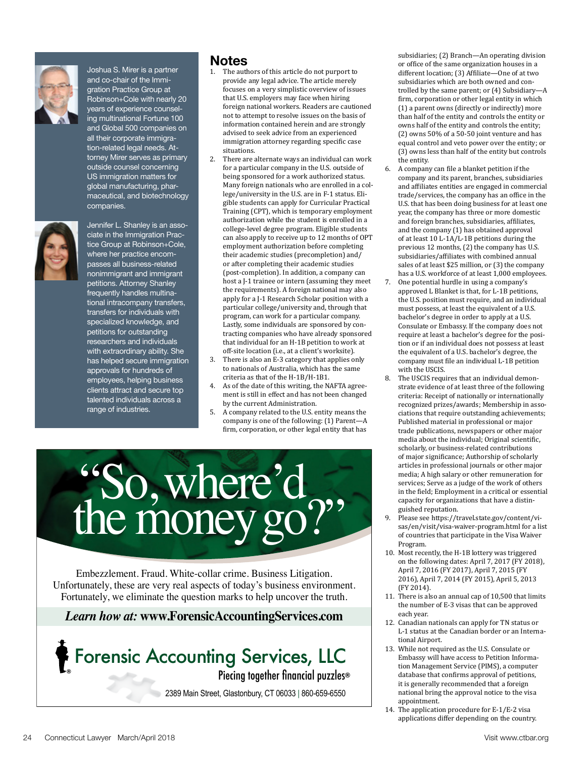Joshua S. Mirer is a partner and co-chair of the Immigration Practice Group at Robinson+Cole with nearly 20 years of experience counseling multinational Fortune 100 and Global 500 companies on all their corporate immigration-related legal needs. Attorney Mirer serves as primary outside counsel concerning US immigration matters for global manufacturing, pharmaceutical, and biotechnology companies.

Jennifer L. Shanley is an associate in the Immigration Practice Group at Robinson+Cole, where her practice encompasses all business-related nonimmigrant and immigrant petitions. Attorney Shanley frequently handles multinational intracompany transfers, transfers for individuals with specialized knowledge, and petitions for outstanding researchers and individuals with extraordinary ability. She has helped secure immigration approvals for hundreds of employees, helping business clients attract and secure top talented individuals across a range of industries.

## Notes

1. The authors of this article do not purport to provide any legal advice. The article merely focuses on a very simplistic overview of issues that U.S. employers may face when hiring foreign national workers. Readers are cautioned not to attempt to resolve issues on the basis of information contained herein and are strongly advised to seek advice from an experienced immigration attorney regarding specific case situations.
2. There are alternate ways an individual can work for a particular company in the U.S. outside of being sponsored for a work authorized status. Many foreign nationals who are enrolled in a college/university in the U.S. are in F-1 status. Eligible students can apply for Curricular Practical Training (CPT), which is temporary employment authorization while the student is enrolled in a college-level degree program. Eligible students can also apply to receive up to 12 months of OPT employment authorization before completing their academic studies (precompletion) and/or after completing their academic studies (post-completion). In addition, a company can host a J-1 trainee or intern (assuming they meet the requirements). A foreign national may also apply for a J-1 Research Scholar position with a particular college/university and, through that program, can work for a particular company. Lastly, some individuals are sponsored by contracting companies who have already sponsored that individual for an H-1B petition to work at off-site location (i.e., at a client's worksite).
3. There is also an E-3 category that applies only to nationals of Australia, which has the same criteria as that of the H-1B/H-1B1.
4. As of the date of this writing, the NAFTA agreement is still in effect and has not been changed by the current Administration.
5. A company related to the U.S. entity means the company is one of the following: (1) Parent—A firm, corporation, or other legal entity that has subsidiaries; (2) Branch—An operating division or office of the same organization houses in a different location; (3) Affiliate—One of at two subsidiaries which are both owned and controlled by the same parent; or (4) Subsidiary—A firm, corporation or other legal entity in which (1) a parent owns (directly or indirectly) more than half of the entity and controls the entity or owns half of the entity and controls the entity; (2) owns 50% of a 50-50 joint venture and has equal control and veto power over the entity; or (3) owns less than half of the entity but controls the entity.
6. A company can file a blanket petition if the company and its parent, branches, subsidiaries and affiliates entities are engaged in commercial trade/services, the company has an office in the U.S. that has been doing business for at least one year, the company has three or more domestic and foreign branches, subsidiaries, affiliates, and the company (1) has obtained approval of at least 10 L-1A/L-1B petitions during the previous 12 months, (2) the company has U.S. subsidiaries/affiliates with combined annual sales of at least $25 million, or (3) the company has a U.S. workforce of at least 1,000 employees.
7. One potential hurdle in using a company's approved L Blanket is that, for L-1B petitions, the U.S. position must require, and an individual must possess, at least the equivalent of a U.S. bachelor's degree in order to apply at a U.S. Consulate or Embassy. If the company does not require at least a bachelor's degree for the position or if an individual does not possess at least the equivalent of a U.S. bachelor's degree, the company must file an individual L-1B petition with the USCIS.
8. The USCIS requires that an individual demonstrate evidence of at least three of the following criteria: Receipt of nationally or internationally recognized prizes/awards; Membership in associations that require outstanding achievements; Published material in professional or major trade publications, newspapers or other major media about the individual; Original scientific, scholarly, or business-related contributions of major significance; Authorship of scholarly articles in professional journals or other major media; A high salary or other remuneration for services; Serve as a judge of the work of others in the field; Employment in a critical or essential capacity for organizations that have a distinguished reputation.
9. Please see https://travel.state.gov/content/visas/en/visit/visa-waiver-program.html for a list of countries that participate in the Visa Waiver Program.
10. Most recently, the H-1B lottery was triggered on the following dates: April 7, 2017 (FY 2018), April 7, 2016 (FY 2017), April 7, 2015 (FY 2016), April 7, 2014 (FY 2015), April 5, 2013 (FY 2014).
11. There is also an annual cap of 10,500 that limits the number of E-3 visas that can be approved each year.
12. Canadian nationals can apply for TN status or L-1 status at the Canadian border or an International Airport.
13. While not required as the U.S. Consulate or Embassy will have access to Petition Information Management Service (PIMS), a computer database that confirms approval of petitions, it is generally recommended that a foreign national bring the approval notice to the visa appointment.
14. The application procedure for E-1/E-2 visa applications differ depending on the country.

"So, where'd the money go?"

Embezzlement. Fraud. White-collar crime. Business Litigation. Unfortunately, these are very real aspects of today's business environment. Fortunately, we eliminate the question marks to help uncover the truth.

*Learn how at:* **www.ForensicAccountingServices.com**

Forensic Accounting Services, LLC

Piecing together financial puzzles®

2389 Main Street, Glastonbury, CT 06033 | 860-659-6550